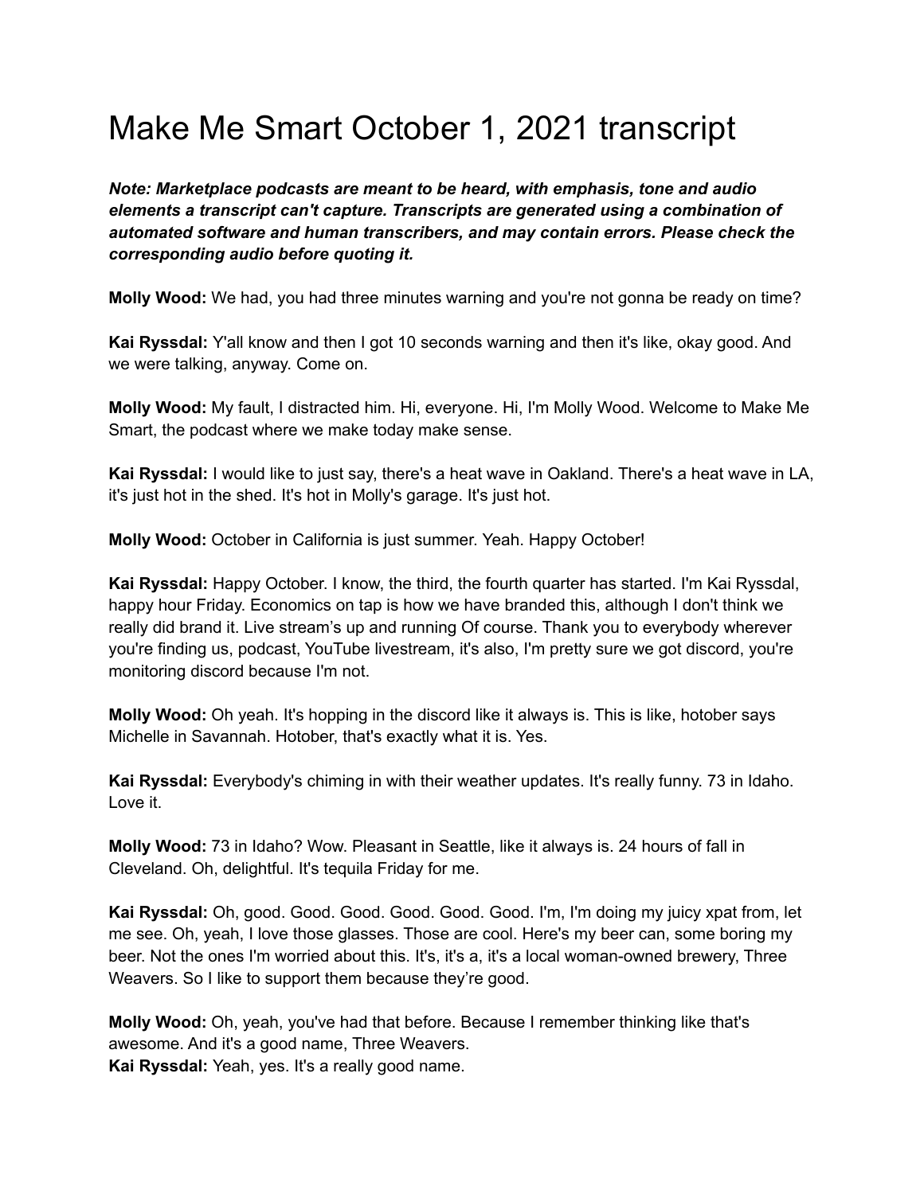# Make Me Smart October 1, 2021 transcript

***Note: Marketplace podcasts are meant to be heard, with emphasis, tone and audio elements a transcript can't capture. Transcripts are generated using a combination of automated software and human transcribers, and may contain errors. Please check the corresponding audio before quoting it.***

**Molly Wood:** We had, you had three minutes warning and you're not gonna be ready on time?

**Kai Ryssdal:** Y'all know and then I got 10 seconds warning and then it's like, okay good. And we were talking, anyway. Come on.

**Molly Wood:** My fault, I distracted him. Hi, everyone. Hi, I'm Molly Wood. Welcome to Make Me Smart, the podcast where we make today make sense.

**Kai Ryssdal:** I would like to just say, there's a heat wave in Oakland. There's a heat wave in LA, it's just hot in the shed. It's hot in Molly's garage. It's just hot.

**Molly Wood:** October in California is just summer. Yeah. Happy October!

**Kai Ryssdal:** Happy October. I know, the third, the fourth quarter has started. I'm Kai Ryssdal, happy hour Friday. Economics on tap is how we have branded this, although I don't think we really did brand it. Live stream's up and running Of course. Thank you to everybody wherever you're finding us, podcast, YouTube livestream, it's also, I'm pretty sure we got discord, you're monitoring discord because I'm not.

**Molly Wood:** Oh yeah. It's hopping in the discord like it always is. This is like, hotober says Michelle in Savannah. Hotober, that's exactly what it is. Yes.

**Kai Ryssdal:** Everybody's chiming in with their weather updates. It's really funny. 73 in Idaho. Love it.

**Molly Wood:** 73 in Idaho? Wow. Pleasant in Seattle, like it always is. 24 hours of fall in Cleveland. Oh, delightful. It's tequila Friday for me.

**Kai Ryssdal:** Oh, good. Good. Good. Good. Good. Good. I'm, I'm doing my juicy xpat from, let me see. Oh, yeah, I love those glasses. Those are cool. Here's my beer can, some boring my beer. Not the ones I'm worried about this. It's, it's a, it's a local woman-owned brewery, Three Weavers. So I like to support them because they're good.

**Molly Wood:** Oh, yeah, you've had that before. Because I remember thinking like that's awesome. And it's a good name, Three Weavers.

**Kai Ryssdal:** Yeah, yes. It's a really good name.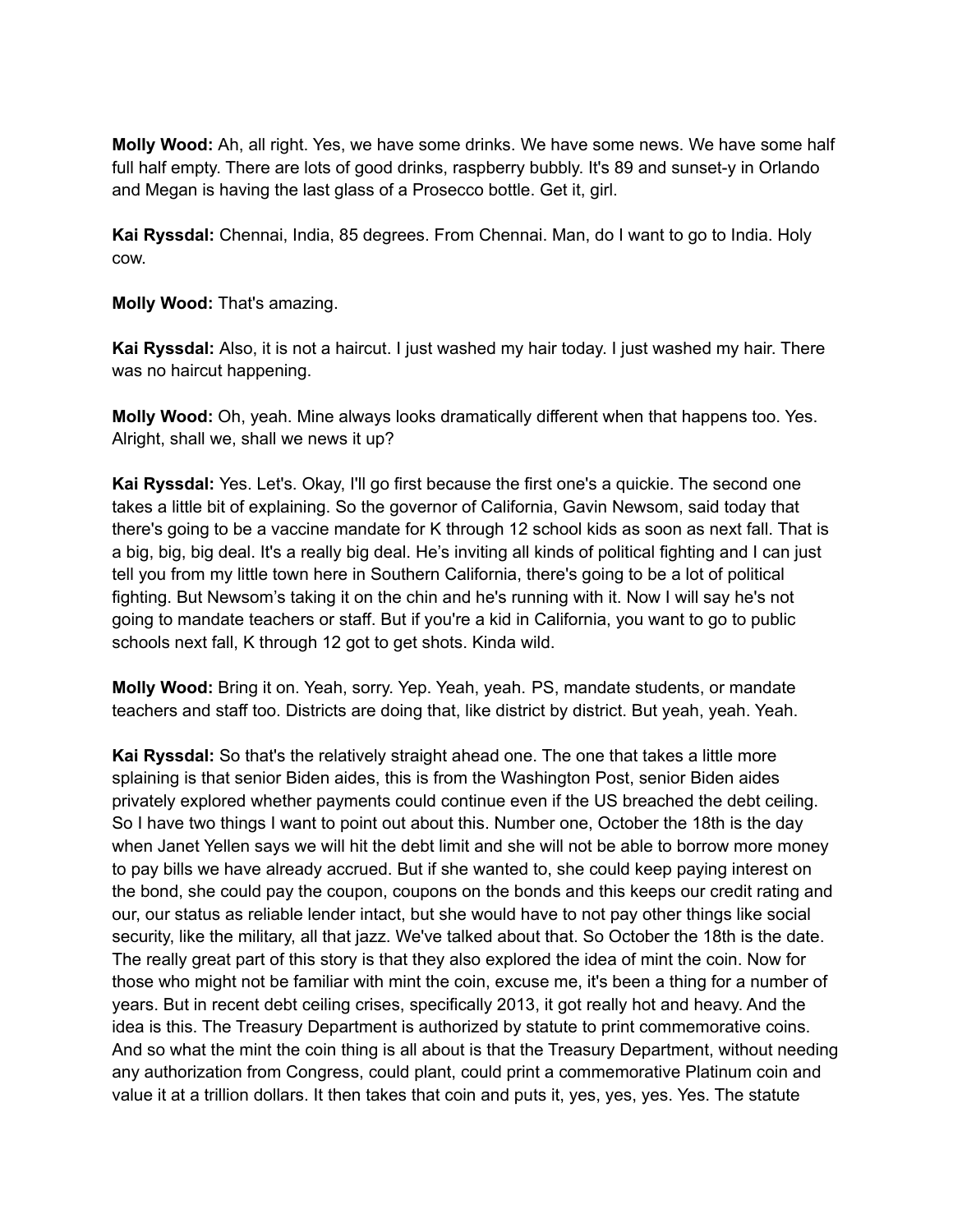**Molly Wood:** Ah, all right. Yes, we have some drinks. We have some news. We have some half full half empty. There are lots of good drinks, raspberry bubbly. It's 89 and sunset-y in Orlando and Megan is having the last glass of a Prosecco bottle. Get it, girl.

**Kai Ryssdal:** Chennai, India, 85 degrees. From Chennai. Man, do I want to go to India. Holy cow.

**Molly Wood:** That's amazing.

**Kai Ryssdal:** Also, it is not a haircut. I just washed my hair today. I just washed my hair. There was no haircut happening.

**Molly Wood:** Oh, yeah. Mine always looks dramatically different when that happens too. Yes. Alright, shall we, shall we news it up?

**Kai Ryssdal:** Yes. Let's. Okay, I'll go first because the first one's a quickie. The second one takes a little bit of explaining. So the governor of California, Gavin Newsom, said today that there's going to be a vaccine mandate for K through 12 school kids as soon as next fall. That is a big, big, big deal. It's a really big deal. He's inviting all kinds of political fighting and I can just tell you from my little town here in Southern California, there's going to be a lot of political fighting. But Newsom's taking it on the chin and he's running with it. Now I will say he's not going to mandate teachers or staff. But if you're a kid in California, you want to go to public schools next fall, K through 12 got to get shots. Kinda wild.

**Molly Wood:** Bring it on. Yeah, sorry. Yep. Yeah, yeah. PS, mandate students, or mandate teachers and staff too. Districts are doing that, like district by district. But yeah, yeah. Yeah.

**Kai Ryssdal:** So that's the relatively straight ahead one. The one that takes a little more splaining is that senior Biden aides, this is from the Washington Post, senior Biden aides privately explored whether payments could continue even if the US breached the debt ceiling. So I have two things I want to point out about this. Number one, October the 18th is the day when Janet Yellen says we will hit the debt limit and she will not be able to borrow more money to pay bills we have already accrued. But if she wanted to, she could keep paying interest on the bond, she could pay the coupon, coupons on the bonds and this keeps our credit rating and our, our status as reliable lender intact, but she would have to not pay other things like social security, like the military, all that jazz. We've talked about that. So October the 18th is the date. The really great part of this story is that they also explored the idea of mint the coin. Now for those who might not be familiar with mint the coin, excuse me, it's been a thing for a number of years. But in recent debt ceiling crises, specifically 2013, it got really hot and heavy. And the idea is this. The Treasury Department is authorized by statute to print commemorative coins. And so what the mint the coin thing is all about is that the Treasury Department, without needing any authorization from Congress, could plant, could print a commemorative Platinum coin and value it at a trillion dollars. It then takes that coin and puts it, yes, yes, yes. Yes. The statute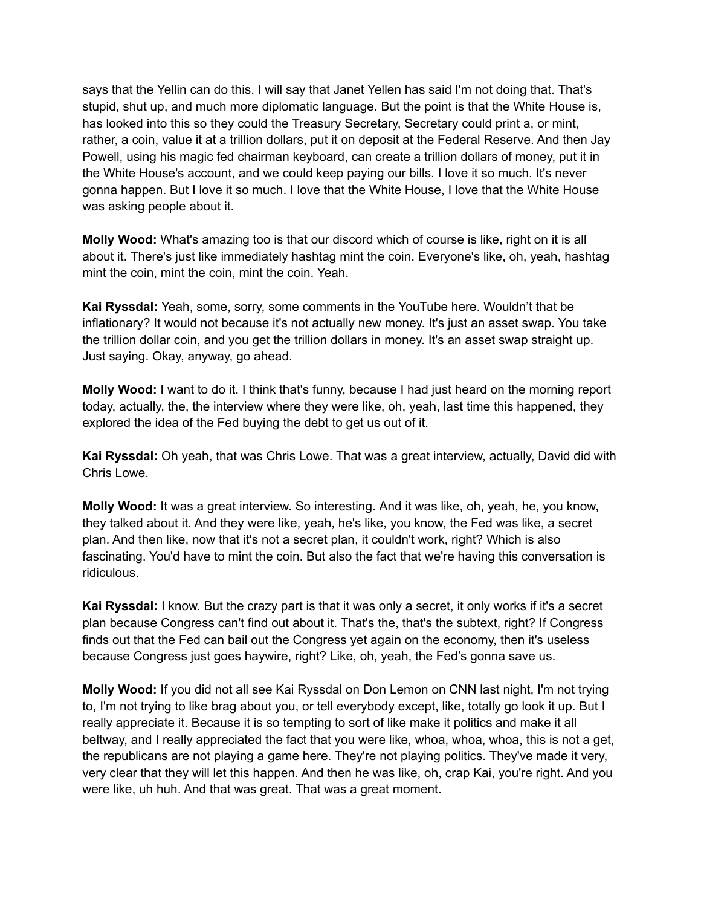says that the Yellin can do this. I will say that Janet Yellen has said I'm not doing that. That's stupid, shut up, and much more diplomatic language. But the point is that the White House is, has looked into this so they could the Treasury Secretary, Secretary could print a, or mint, rather, a coin, value it at a trillion dollars, put it on deposit at the Federal Reserve. And then Jay Powell, using his magic fed chairman keyboard, can create a trillion dollars of money, put it in the White House's account, and we could keep paying our bills. I love it so much. It's never gonna happen. But I love it so much. I love that the White House, I love that the White House was asking people about it.

**Molly Wood:** What's amazing too is that our discord which of course is like, right on it is all about it. There's just like immediately hashtag mint the coin. Everyone's like, oh, yeah, hashtag mint the coin, mint the coin, mint the coin. Yeah.

**Kai Ryssdal:** Yeah, some, sorry, some comments in the YouTube here. Wouldn't that be inflationary? It would not because it's not actually new money. It's just an asset swap. You take the trillion dollar coin, and you get the trillion dollars in money. It's an asset swap straight up. Just saying. Okay, anyway, go ahead.

**Molly Wood:** I want to do it. I think that's funny, because I had just heard on the morning report today, actually, the, the interview where they were like, oh, yeah, last time this happened, they explored the idea of the Fed buying the debt to get us out of it.

**Kai Ryssdal:** Oh yeah, that was Chris Lowe. That was a great interview, actually, David did with Chris Lowe.

**Molly Wood:** It was a great interview. So interesting. And it was like, oh, yeah, he, you know, they talked about it. And they were like, yeah, he's like, you know, the Fed was like, a secret plan. And then like, now that it's not a secret plan, it couldn't work, right? Which is also fascinating. You'd have to mint the coin. But also the fact that we're having this conversation is ridiculous.

**Kai Ryssdal:** I know. But the crazy part is that it was only a secret, it only works if it's a secret plan because Congress can't find out about it. That's the, that's the subtext, right? If Congress finds out that the Fed can bail out the Congress yet again on the economy, then it's useless because Congress just goes haywire, right? Like, oh, yeah, the Fed's gonna save us.

**Molly Wood:** If you did not all see Kai Ryssdal on Don Lemon on CNN last night, I'm not trying to, I'm not trying to like brag about you, or tell everybody except, like, totally go look it up. But I really appreciate it. Because it is so tempting to sort of like make it politics and make it all beltway, and I really appreciated the fact that you were like, whoa, whoa, whoa, this is not a get, the republicans are not playing a game here. They're not playing politics. They've made it very, very clear that they will let this happen. And then he was like, oh, crap Kai, you're right. And you were like, uh huh. And that was great. That was a great moment.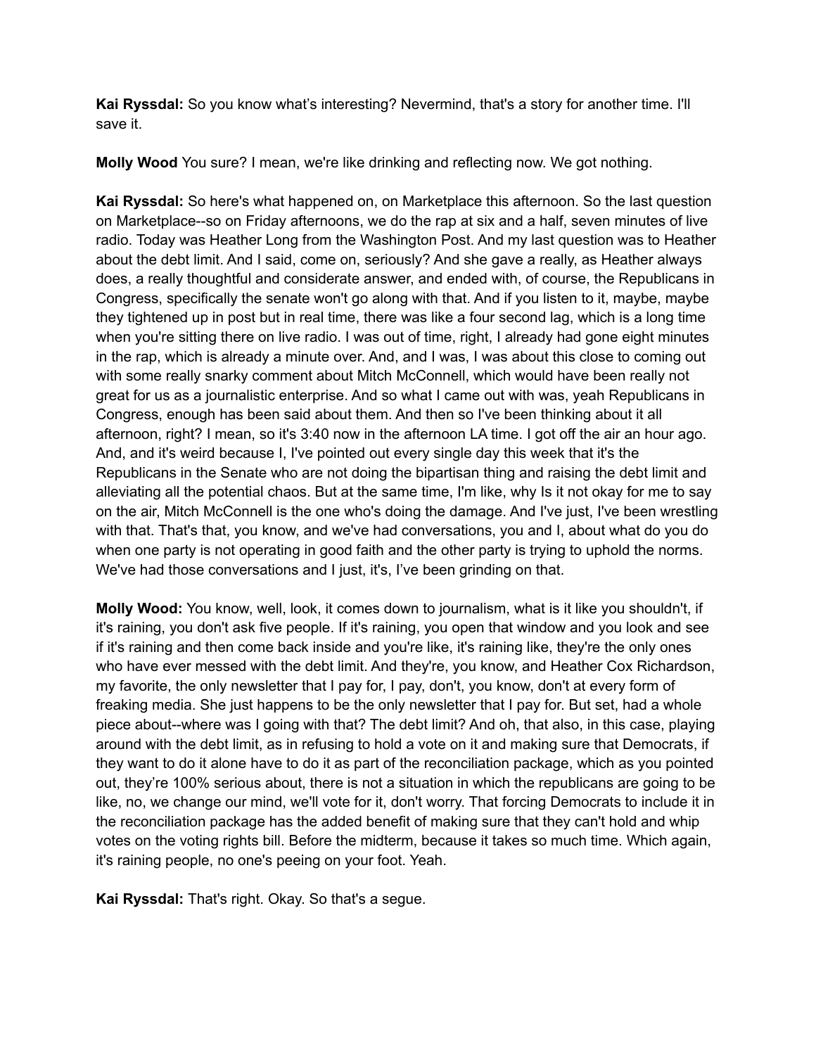**Kai Ryssdal:** So you know what's interesting? Nevermind, that's a story for another time. I'll save it.

**Molly Wood** You sure? I mean, we're like drinking and reflecting now. We got nothing.

**Kai Ryssdal:** So here's what happened on, on Marketplace this afternoon. So the last question on Marketplace--so on Friday afternoons, we do the rap at six and a half, seven minutes of live radio. Today was Heather Long from the Washington Post. And my last question was to Heather about the debt limit. And I said, come on, seriously? And she gave a really, as Heather always does, a really thoughtful and considerate answer, and ended with, of course, the Republicans in Congress, specifically the senate won't go along with that. And if you listen to it, maybe, maybe they tightened up in post but in real time, there was like a four second lag, which is a long time when you're sitting there on live radio. I was out of time, right, I already had gone eight minutes in the rap, which is already a minute over. And, and I was, I was about this close to coming out with some really snarky comment about Mitch McConnell, which would have been really not great for us as a journalistic enterprise. And so what I came out with was, yeah Republicans in Congress, enough has been said about them. And then so I've been thinking about it all afternoon, right? I mean, so it's 3:40 now in the afternoon LA time. I got off the air an hour ago. And, and it's weird because I, I've pointed out every single day this week that it's the Republicans in the Senate who are not doing the bipartisan thing and raising the debt limit and alleviating all the potential chaos. But at the same time, I'm like, why Is it not okay for me to say on the air, Mitch McConnell is the one who's doing the damage. And I've just, I've been wrestling with that. That's that, you know, and we've had conversations, you and I, about what do you do when one party is not operating in good faith and the other party is trying to uphold the norms. We've had those conversations and I just, it's, I've been grinding on that.

**Molly Wood:** You know, well, look, it comes down to journalism, what is it like you shouldn't, if it's raining, you don't ask five people. If it's raining, you open that window and you look and see if it's raining and then come back inside and you're like, it's raining like, they're the only ones who have ever messed with the debt limit. And they're, you know, and Heather Cox Richardson, my favorite, the only newsletter that I pay for, I pay, don't, you know, don't at every form of freaking media. She just happens to be the only newsletter that I pay for. But set, had a whole piece about--where was I going with that? The debt limit? And oh, that also, in this case, playing around with the debt limit, as in refusing to hold a vote on it and making sure that Democrats, if they want to do it alone have to do it as part of the reconciliation package, which as you pointed out, they're 100% serious about, there is not a situation in which the republicans are going to be like, no, we change our mind, we'll vote for it, don't worry. That forcing Democrats to include it in the reconciliation package has the added benefit of making sure that they can't hold and whip votes on the voting rights bill. Before the midterm, because it takes so much time. Which again, it's raining people, no one's peeing on your foot. Yeah.

**Kai Ryssdal:** That's right. Okay. So that's a segue.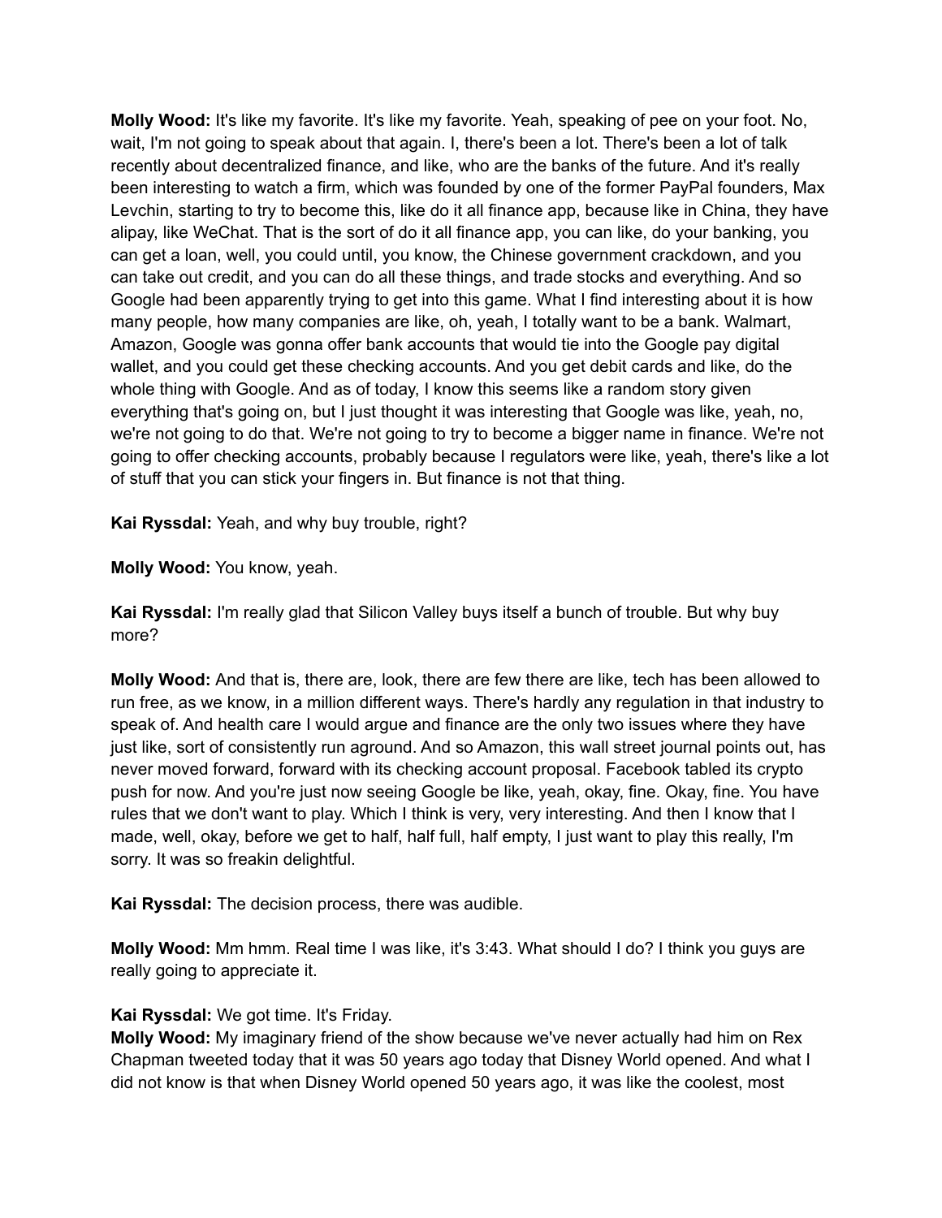**Molly Wood:** It's like my favorite. It's like my favorite. Yeah, speaking of pee on your foot. No, wait, I'm not going to speak about that again. I, there's been a lot. There's been a lot of talk recently about decentralized finance, and like, who are the banks of the future. And it's really been interesting to watch a firm, which was founded by one of the former PayPal founders, Max Levchin, starting to try to become this, like do it all finance app, because like in China, they have alipay, like WeChat. That is the sort of do it all finance app, you can like, do your banking, you can get a loan, well, you could until, you know, the Chinese government crackdown, and you can take out credit, and you can do all these things, and trade stocks and everything. And so Google had been apparently trying to get into this game. What I find interesting about it is how many people, how many companies are like, oh, yeah, I totally want to be a bank. Walmart, Amazon, Google was gonna offer bank accounts that would tie into the Google pay digital wallet, and you could get these checking accounts. And you get debit cards and like, do the whole thing with Google. And as of today, I know this seems like a random story given everything that's going on, but I just thought it was interesting that Google was like, yeah, no, we're not going to do that. We're not going to try to become a bigger name in finance. We're not going to offer checking accounts, probably because I regulators were like, yeah, there's like a lot of stuff that you can stick your fingers in. But finance is not that thing.

**Kai Ryssdal:** Yeah, and why buy trouble, right?

**Molly Wood:** You know, yeah.

**Kai Ryssdal:** I'm really glad that Silicon Valley buys itself a bunch of trouble. But why buy more?

**Molly Wood:** And that is, there are, look, there are few there are like, tech has been allowed to run free, as we know, in a million different ways. There's hardly any regulation in that industry to speak of. And health care I would argue and finance are the only two issues where they have just like, sort of consistently run aground. And so Amazon, this wall street journal points out, has never moved forward, forward with its checking account proposal. Facebook tabled its crypto push for now. And you're just now seeing Google be like, yeah, okay, fine. Okay, fine. You have rules that we don't want to play. Which I think is very, very interesting. And then I know that I made, well, okay, before we get to half, half full, half empty, I just want to play this really, I'm sorry. It was so freakin delightful.

**Kai Ryssdal:** The decision process, there was audible.

**Molly Wood:** Mm hmm. Real time I was like, it's 3:43. What should I do? I think you guys are really going to appreciate it.

**Kai Ryssdal:** We got time. It's Friday.

**Molly Wood:** My imaginary friend of the show because we've never actually had him on Rex Chapman tweeted today that it was 50 years ago today that Disney World opened. And what I did not know is that when Disney World opened 50 years ago, it was like the coolest, most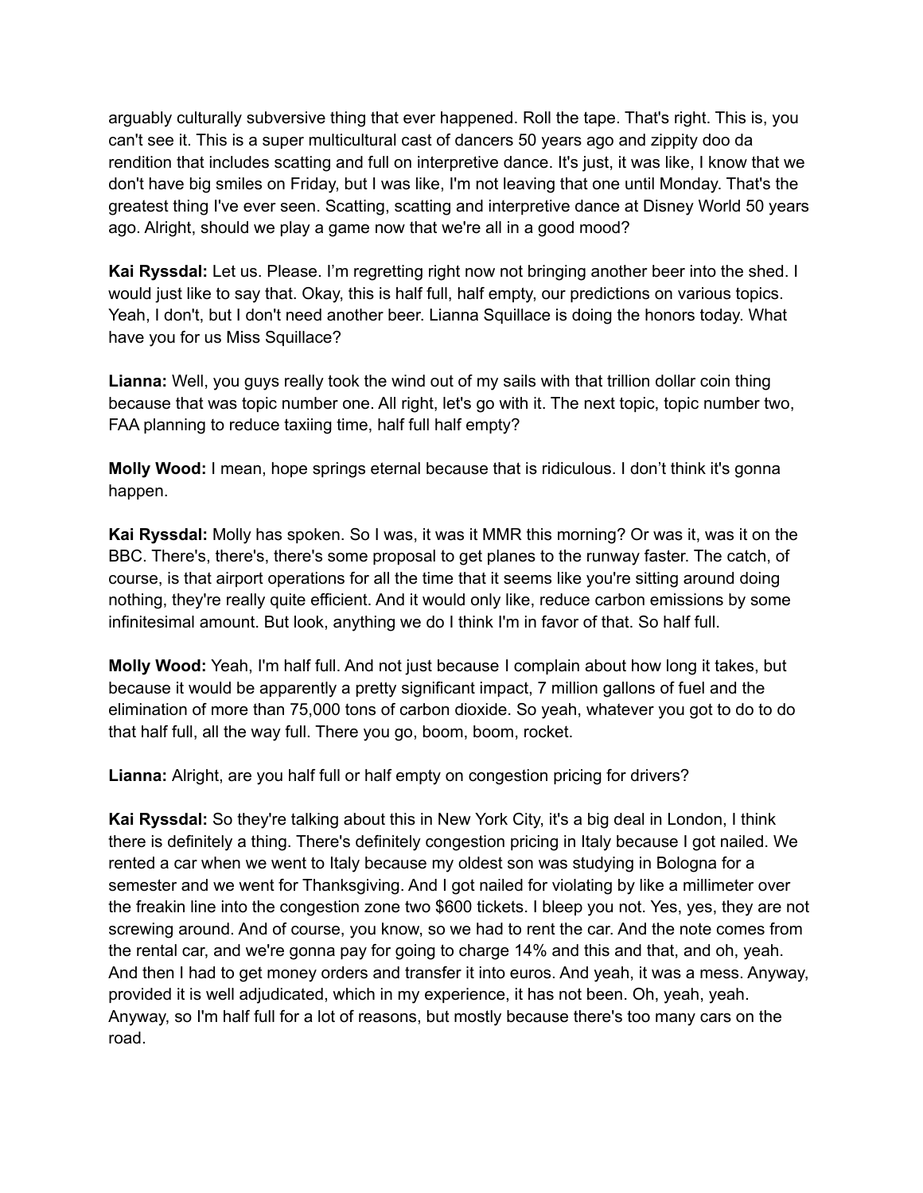arguably culturally subversive thing that ever happened. Roll the tape. That's right. This is, you can't see it. This is a super multicultural cast of dancers 50 years ago and zippity doo da rendition that includes scatting and full on interpretive dance. It's just, it was like, I know that we don't have big smiles on Friday, but I was like, I'm not leaving that one until Monday. That's the greatest thing I've ever seen. Scatting, scatting and interpretive dance at Disney World 50 years ago. Alright, should we play a game now that we're all in a good mood?

**Kai Ryssdal:** Let us. Please. I'm regretting right now not bringing another beer into the shed. I would just like to say that. Okay, this is half full, half empty, our predictions on various topics. Yeah, I don't, but I don't need another beer. Lianna Squillace is doing the honors today. What have you for us Miss Squillace?

**Lianna:** Well, you guys really took the wind out of my sails with that trillion dollar coin thing because that was topic number one. All right, let's go with it. The next topic, topic number two, FAA planning to reduce taxiing time, half full half empty?

**Molly Wood:** I mean, hope springs eternal because that is ridiculous. I don't think it's gonna happen.

**Kai Ryssdal:** Molly has spoken. So I was, it was it MMR this morning? Or was it, was it on the BBC. There's, there's, there's some proposal to get planes to the runway faster. The catch, of course, is that airport operations for all the time that it seems like you're sitting around doing nothing, they're really quite efficient. And it would only like, reduce carbon emissions by some infinitesimal amount. But look, anything we do I think I'm in favor of that. So half full.

**Molly Wood:** Yeah, I'm half full. And not just because I complain about how long it takes, but because it would be apparently a pretty significant impact, 7 million gallons of fuel and the elimination of more than 75,000 tons of carbon dioxide. So yeah, whatever you got to do to do that half full, all the way full. There you go, boom, boom, rocket.

**Lianna:** Alright, are you half full or half empty on congestion pricing for drivers?

**Kai Ryssdal:** So they're talking about this in New York City, it's a big deal in London, I think there is definitely a thing. There's definitely congestion pricing in Italy because I got nailed. We rented a car when we went to Italy because my oldest son was studying in Bologna for a semester and we went for Thanksgiving. And I got nailed for violating by like a millimeter over the freakin line into the congestion zone two $600 tickets. I bleep you not. Yes, yes, they are not screwing around. And of course, you know, so we had to rent the car. And the note comes from the rental car, and we're gonna pay for going to charge 14% and this and that, and oh, yeah. And then I had to get money orders and transfer it into euros. And yeah, it was a mess. Anyway, provided it is well adjudicated, which in my experience, it has not been. Oh, yeah, yeah. Anyway, so I'm half full for a lot of reasons, but mostly because there's too many cars on the road.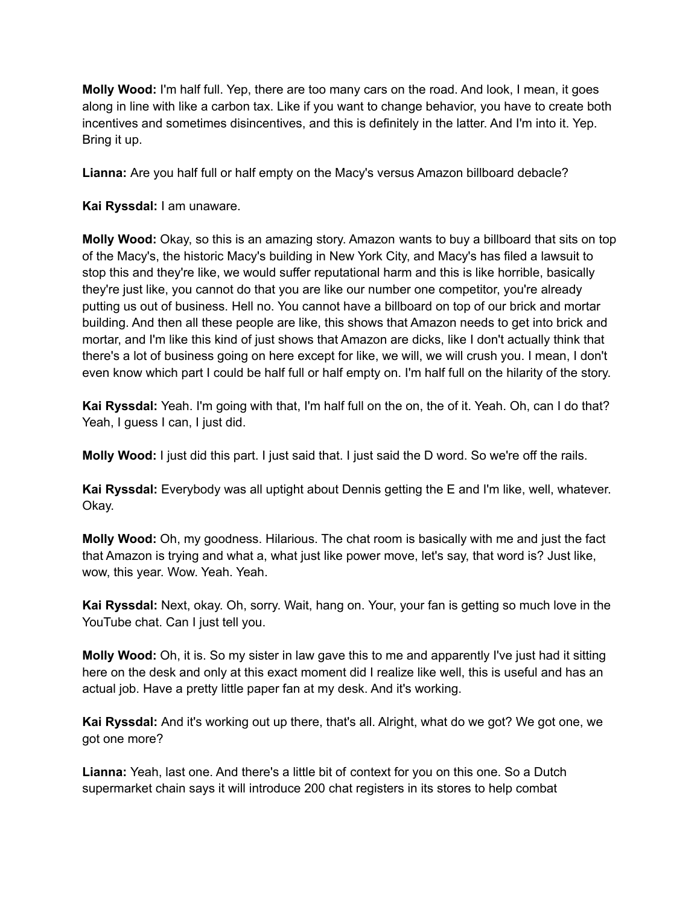**Molly Wood:** I'm half full. Yep, there are too many cars on the road. And look, I mean, it goes along in line with like a carbon tax. Like if you want to change behavior, you have to create both incentives and sometimes disincentives, and this is definitely in the latter. And I'm into it. Yep. Bring it up.

**Lianna:** Are you half full or half empty on the Macy's versus Amazon billboard debacle?

**Kai Ryssdal:** I am unaware.

**Molly Wood:** Okay, so this is an amazing story. Amazon wants to buy a billboard that sits on top of the Macy's, the historic Macy's building in New York City, and Macy's has filed a lawsuit to stop this and they're like, we would suffer reputational harm and this is like horrible, basically they're just like, you cannot do that you are like our number one competitor, you're already putting us out of business. Hell no. You cannot have a billboard on top of our brick and mortar building. And then all these people are like, this shows that Amazon needs to get into brick and mortar, and I'm like this kind of just shows that Amazon are dicks, like I don't actually think that there's a lot of business going on here except for like, we will, we will crush you. I mean, I don't even know which part I could be half full or half empty on. I'm half full on the hilarity of the story.

**Kai Ryssdal:** Yeah. I'm going with that, I'm half full on the on, the of it. Yeah. Oh, can I do that? Yeah, I guess I can, I just did.

**Molly Wood:** I just did this part. I just said that. I just said the D word. So we're off the rails.

**Kai Ryssdal:** Everybody was all uptight about Dennis getting the E and I'm like, well, whatever. Okay.

**Molly Wood:** Oh, my goodness. Hilarious. The chat room is basically with me and just the fact that Amazon is trying and what a, what just like power move, let's say, that word is? Just like, wow, this year. Wow. Yeah. Yeah.

**Kai Ryssdal:** Next, okay. Oh, sorry. Wait, hang on. Your, your fan is getting so much love in the YouTube chat. Can I just tell you.

**Molly Wood:** Oh, it is. So my sister in law gave this to me and apparently I've just had it sitting here on the desk and only at this exact moment did I realize like well, this is useful and has an actual job. Have a pretty little paper fan at my desk. And it's working.

**Kai Ryssdal:** And it's working out up there, that's all. Alright, what do we got? We got one, we got one more?

**Lianna:** Yeah, last one. And there's a little bit of context for you on this one. So a Dutch supermarket chain says it will introduce 200 chat registers in its stores to help combat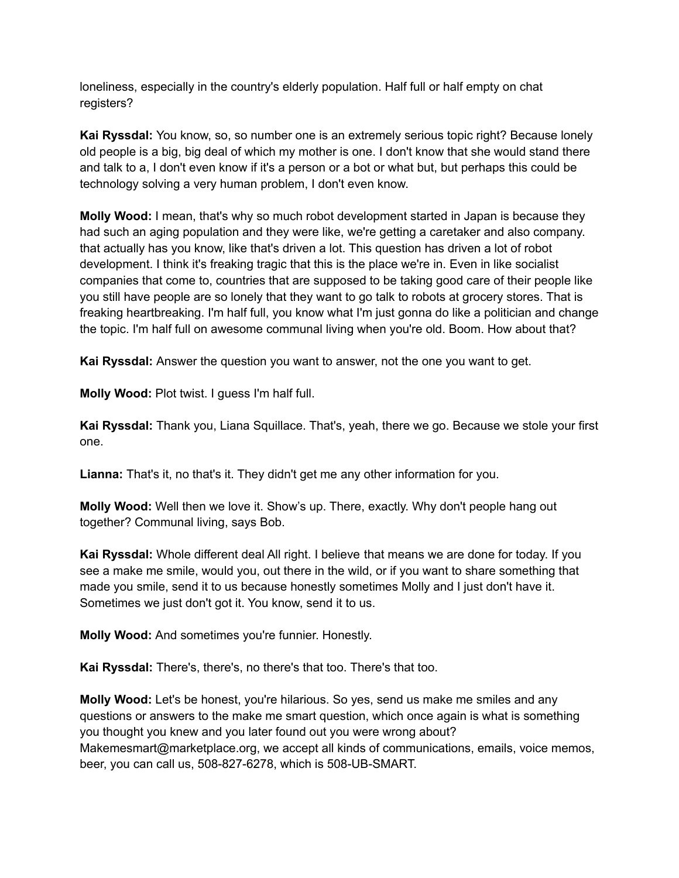loneliness, especially in the country's elderly population. Half full or half empty on chat registers?

**Kai Ryssdal:** You know, so, so number one is an extremely serious topic right? Because lonely old people is a big, big deal of which my mother is one. I don't know that she would stand there and talk to a, I don't even know if it's a person or a bot or what but, but perhaps this could be technology solving a very human problem, I don't even know.

**Molly Wood:** I mean, that's why so much robot development started in Japan is because they had such an aging population and they were like, we're getting a caretaker and also company. that actually has you know, like that's driven a lot. This question has driven a lot of robot development. I think it's freaking tragic that this is the place we're in. Even in like socialist companies that come to, countries that are supposed to be taking good care of their people like you still have people are so lonely that they want to go talk to robots at grocery stores. That is freaking heartbreaking. I'm half full, you know what I'm just gonna do like a politician and change the topic. I'm half full on awesome communal living when you're old. Boom. How about that?

**Kai Ryssdal:** Answer the question you want to answer, not the one you want to get.

**Molly Wood:** Plot twist. I guess I'm half full.

**Kai Ryssdal:** Thank you, Liana Squillace. That's, yeah, there we go. Because we stole your first one.

**Lianna:** That's it, no that's it. They didn't get me any other information for you.

**Molly Wood:** Well then we love it. Show's up. There, exactly. Why don't people hang out together? Communal living, says Bob.

**Kai Ryssdal:** Whole different deal All right. I believe that means we are done for today. If you see a make me smile, would you, out there in the wild, or if you want to share something that made you smile, send it to us because honestly sometimes Molly and I just don't have it. Sometimes we just don't got it. You know, send it to us.

**Molly Wood:** And sometimes you're funnier. Honestly.

**Kai Ryssdal:** There's, there's, no there's that too. There's that too.

**Molly Wood:** Let's be honest, you're hilarious. So yes, send us make me smiles and any questions or answers to the make me smart question, which once again is what is something you thought you knew and you later found out you were wrong about? Makemesmart@marketplace.org, we accept all kinds of communications, emails, voice memos, beer, you can call us, 508-827-6278, which is 508-UB-SMART.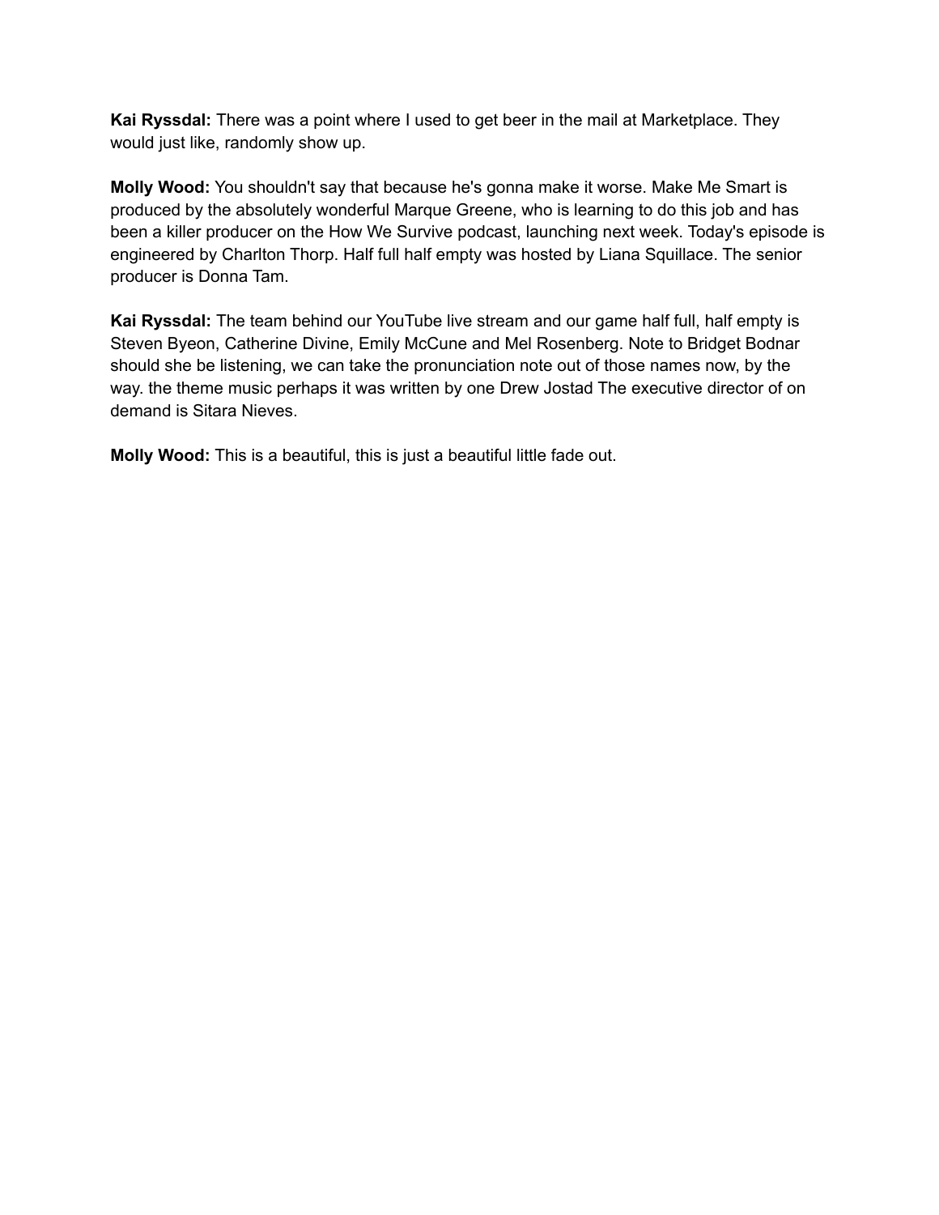**Kai Ryssdal:** There was a point where I used to get beer in the mail at Marketplace. They would just like, randomly show up.

**Molly Wood:** You shouldn't say that because he's gonna make it worse. Make Me Smart is produced by the absolutely wonderful Marque Greene, who is learning to do this job and has been a killer producer on the How We Survive podcast, launching next week. Today's episode is engineered by Charlton Thorp. Half full half empty was hosted by Liana Squillace. The senior producer is Donna Tam.

**Kai Ryssdal:** The team behind our YouTube live stream and our game half full, half empty is Steven Byeon, Catherine Divine, Emily McCune and Mel Rosenberg. Note to Bridget Bodnar should she be listening, we can take the pronunciation note out of those names now, by the way. the theme music perhaps it was written by one Drew Jostad The executive director of on demand is Sitara Nieves.

**Molly Wood:** This is a beautiful, this is just a beautiful little fade out.